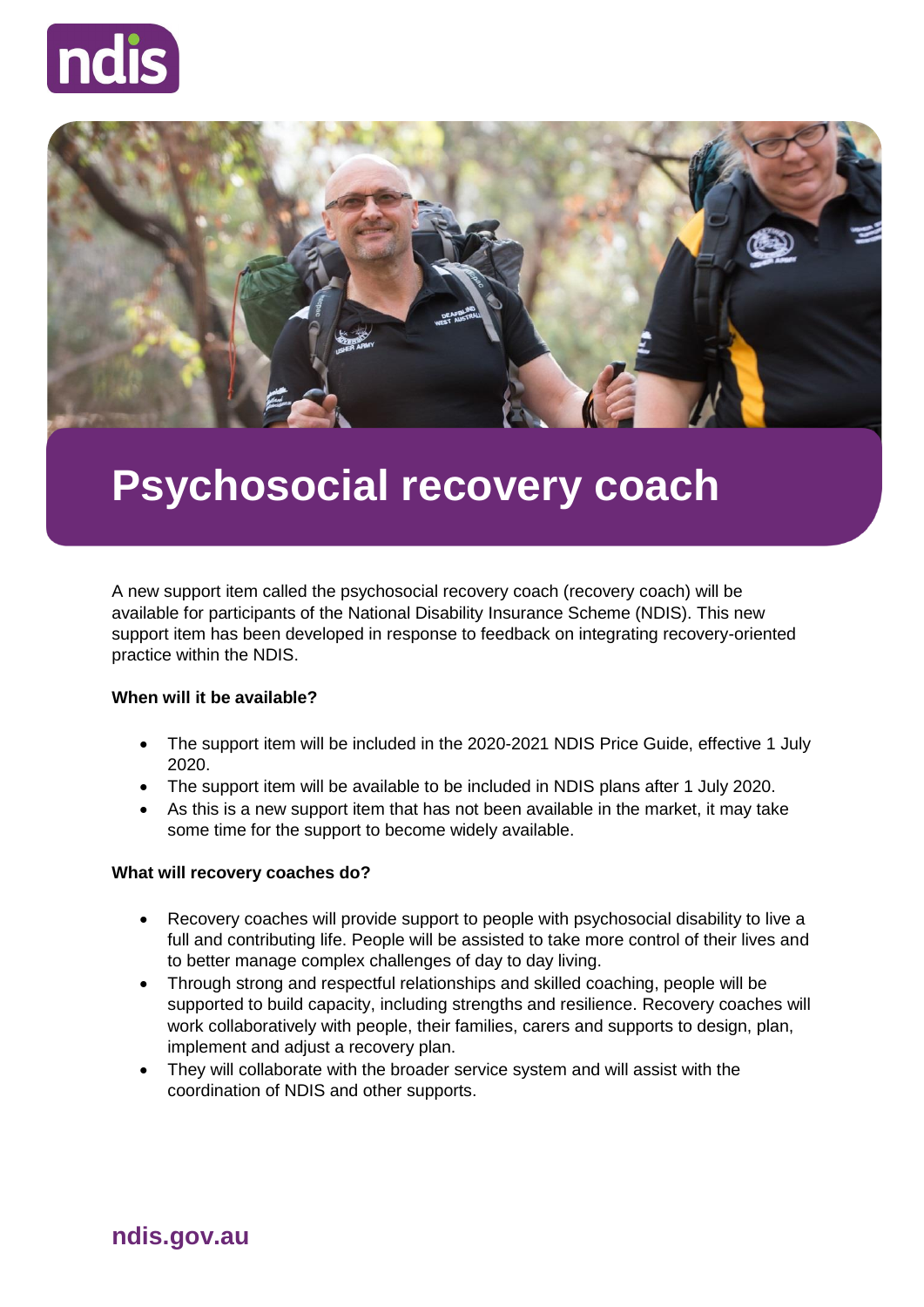# Psychosocial recovery coach

A new support item called the psychosocial recovery coach (recovery coach) will be available for participants of the National Disability Insurance Scheme (NDIS). This new support item has been developed in response to feedback on integrating recovery-oriented practice within the NDIS.

**When will it be available?**

- The support item will be included in the 2020-2021 NDIS Price Guide, effective 1 July 2020.
- The support item will be available to be included in NDIS plans after 1 July 2020.
- As this is a new support item that has not been available in the market, it may take some time for the support to become widely available.

**What will recovery coaches do?**

- Recovery coaches will provide support to people with psychosocial disability to live a full and contributing life. People will be assisted to take more control of their lives and to better manage complex challenges of day to day living.
- Through strong and respectful relationships and skilled coaching, people will be supported to build capacity, including strengths and resilience. Recovery coaches will work collaboratively with people, their families, carers and supports to design, plan, implement and adjust a recovery plan.
- They will collaborate with the broader service system and will assist with the coordination of NDIS and other supports.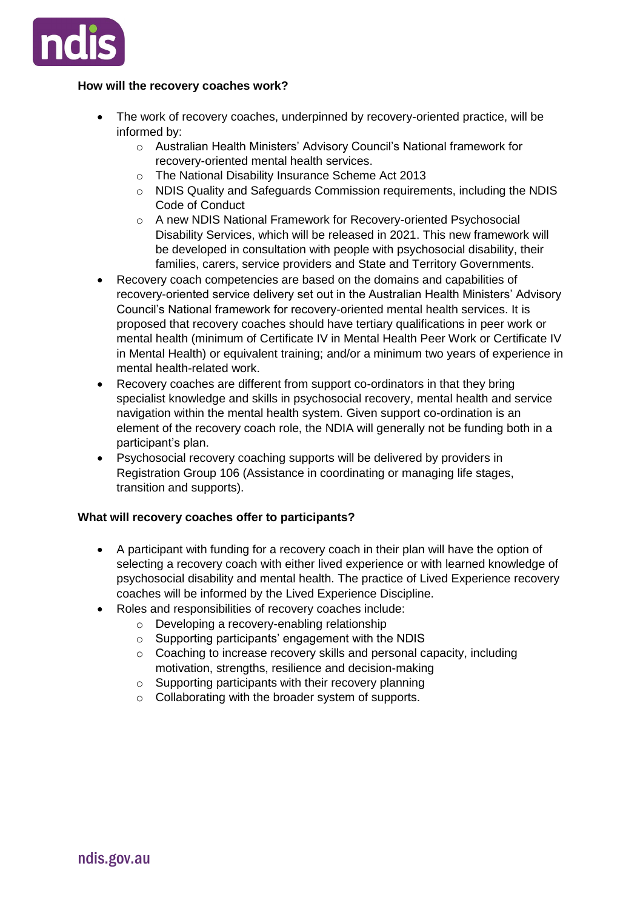**How will the recovery coaches work?**

- The work of recovery coaches, underpinned by recovery-oriented practice, will be informed by:
    - Australian Health Ministers' Advisory Council's National framework for recovery-oriented mental health services.
    - The National Disability Insurance Scheme Act 2013
    - NDIS Quality and Safeguards Commission requirements, including the NDIS Code of Conduct
    - A new NDIS National Framework for Recovery-oriented Psychosocial Disability Services, which will be released in 2021. This new framework will be developed in consultation with people with psychosocial disability, their families, carers, service providers and State and Territory Governments.
- Recovery coach competencies are based on the domains and capabilities of recovery-oriented service delivery set out in the Australian Health Ministers' Advisory Council's National framework for recovery-oriented mental health services. It is proposed that recovery coaches should have tertiary qualifications in peer work or mental health (minimum of Certificate IV in Mental Health Peer Work or Certificate IV in Mental Health) or equivalent training; and/or a minimum two years of experience in mental health-related work.
- Recovery coaches are different from support co-ordinators in that they bring specialist knowledge and skills in psychosocial recovery, mental health and service navigation within the mental health system. Given support co-ordination is an element of the recovery coach role, the NDIA will generally not be funding both in a participant's plan.
- Psychosocial recovery coaching supports will be delivered by providers in Registration Group 106 (Assistance in coordinating or managing life stages, transition and supports).

**What will recovery coaches offer to participants?**

- A participant with funding for a recovery coach in their plan will have the option of selecting a recovery coach with either lived experience or with learned knowledge of psychosocial disability and mental health. The practice of Lived Experience recovery coaches will be informed by the Lived Experience Discipline.
- Roles and responsibilities of recovery coaches include:
    - Developing a recovery-enabling relationship
    - Supporting participants' engagement with the NDIS
    - Coaching to increase recovery skills and personal capacity, including motivation, strengths, resilience and decision-making
    - Supporting participants with their recovery planning
    - Collaborating with the broader system of supports.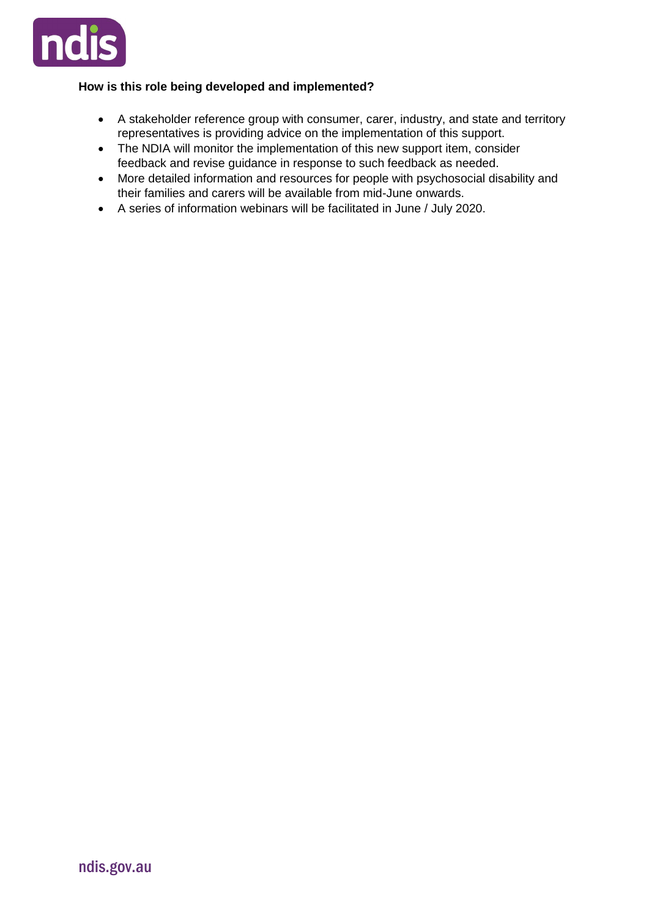**How is this role being developed and implemented?**

- A stakeholder reference group with consumer, carer, industry, and state and territory representatives is providing advice on the implementation of this support.
- The NDIA will monitor the implementation of this new support item, consider feedback and revise guidance in response to such feedback as needed.
- More detailed information and resources for people with psychosocial disability and their families and carers will be available from mid-June onwards.
- A series of information webinars will be facilitated in June / July 2020.